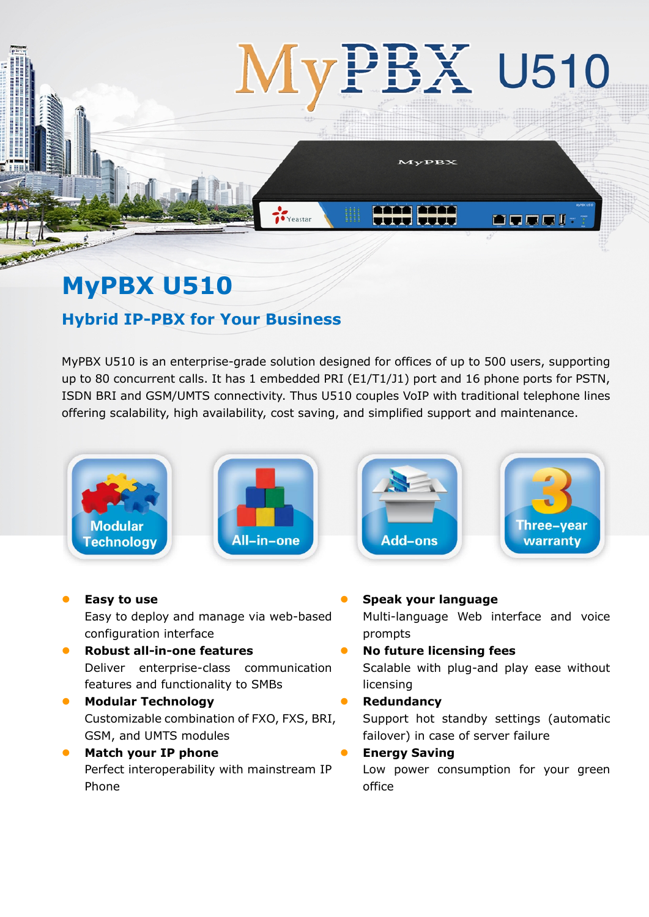# MyPBX U510

## MyPBX U510

### Hybrid IP-PBX for Your Business

MyPBX U510 is an enterprise-grade solution designed for offices of up to 500 users, supporting up to 80 concurrent calls. It has 1 embedded PRI (E1/T1/J1) port and 16 phone ports for PSTN, ISDN BRI and GSM/UMTS connectivity. Thus U510 couples VoIP with traditional telephone lines offering scalability, high availability, cost saving, and simplified support and maintenance.

Modular Technology | All-in-one | Add-ons | Three-year warranty

- **Easy to use**
  Easy to deploy and manage via web-based configuration interface
- **Robust all-in-one features**
  Deliver enterprise-class communication features and functionality to SMBs
- **Modular Technology**
  Customizable combination of FXO, FXS, BRI, GSM, and UMTS modules
- **Match your IP phone**
  Perfect interoperability with mainstream IP Phone
- **Speak your language**
  Multi-language Web interface and voice prompts
- **No future licensing fees**
  Scalable with plug-and play ease without licensing
- **Redundancy**
  Support hot standby settings (automatic failover) in case of server failure
- **Energy Saving**
  Low power consumption for your green office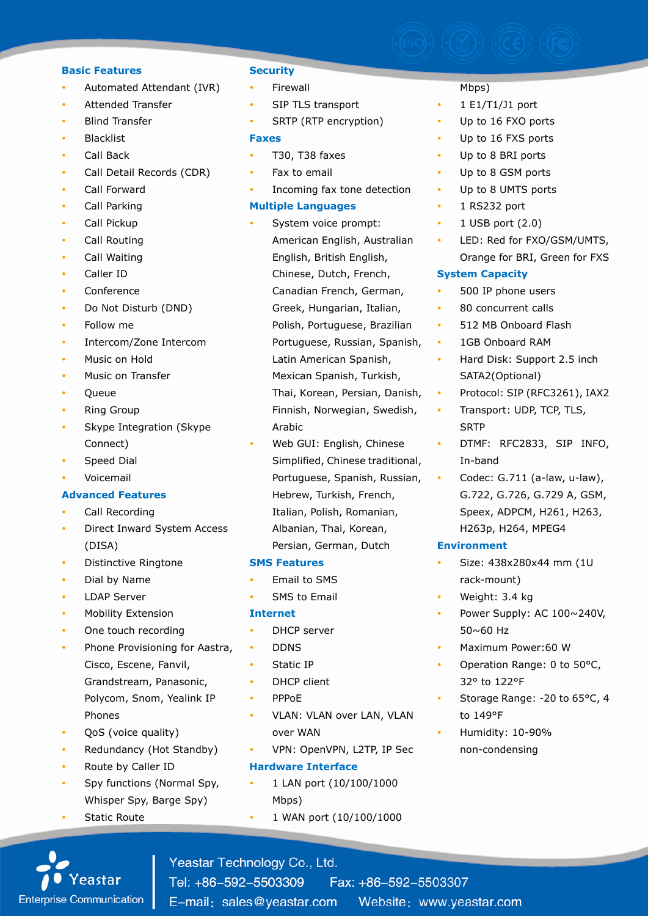## Basic Features

- Automated Attendant (IVR)
- Attended Transfer
- Blind Transfer
- Blacklist
- Call Back
- Call Detail Records (CDR)
- Call Forward
- Call Parking
- Call Pickup
- Call Routing
- Call Waiting
- Caller ID
- Conference
- Do Not Disturb (DND)
- Follow me
- Intercom/Zone Intercom
- Music on Hold
- Music on Transfer
- Queue
- Ring Group
- Skype Integration (Skype Connect)
- Speed Dial
- Voicemail

## Advanced Features

- Call Recording
- Direct Inward System Access (DISA)
- Distinctive Ringtone
- Dial by Name
- LDAP Server
- Mobility Extension
- One touch recording
- Phone Provisioning for Aastra, Cisco, Escene, Fanvil, Grandstream, Panasonic, Polycom, Snom, Yealink IP Phones
- QoS (voice quality)
- Redundancy (Hot Standby)
- Route by Caller ID
- Spy functions (Normal Spy, Whisper Spy, Barge Spy)
- Static Route

## Security

- Firewall
- SIP TLS transport
- SRTP (RTP encryption)

## Faxes

- T30, T38 faxes
- Fax to email
- Incoming fax tone detection

## Multiple Languages

- System voice prompt: American English, Australian English, British English, Chinese, Dutch, French, Canadian French, German, Greek, Hungarian, Italian, Polish, Portuguese, Brazilian Portuguese, Russian, Spanish, Latin American Spanish, Mexican Spanish, Turkish, Thai, Korean, Persian, Danish, Finnish, Norwegian, Swedish, Arabic
- Web GUI: English, Chinese Simplified, Chinese traditional, Portuguese, Spanish, Russian, Hebrew, Turkish, French, Italian, Polish, Romanian, Albanian, Thai, Korean, Persian, German, Dutch

## SMS Features

- Email to SMS
- SMS to Email

## Internet

- DHCP server
- DDNS
- Static IP
- DHCP client
- PPPoE
- VLAN: VLAN over LAN, VLAN over WAN
- VPN: OpenVPN, L2TP, IP Sec

## Hardware Interface

- 1 LAN port (10/100/1000 Mbps)
- 1 WAN port (10/100/1000 Mbps)
- 1 E1/T1/J1 port
- Up to 16 FXO ports
- Up to 16 FXS ports
- Up to 8 BRI ports
- Up to 8 GSM ports
- Up to 8 UMTS ports
- 1 RS232 port
- 1 USB port (2.0)
- LED: Red for FXO/GSM/UMTS, Orange for BRI, Green for FXS

## System Capacity

- 500 IP phone users
- 80 concurrent calls
- 512 MB Onboard Flash
- 1GB Onboard RAM
- Hard Disk: Support 2.5 inch SATA2(Optional)
- Protocol: SIP (RFC3261), IAX2
- Transport: UDP, TCP, TLS, SRTP
- DTMF: RFC2833, SIP INFO, In-band
- Codec: G.711 (a-law, u-law), G.722, G.726, G.729 A, GSM, Speex, ADPCM, H261, H263, H263p, H264, MPEG4

## Environment

- Size: 438x280x44 mm (1U rack-mount)
- Weight: 3.4 kg
- Power Supply: AC 100~240V, 50~60 Hz
- Maximum Power:60 W
- Operation Range: 0 to 50°C, 32° to 122°F
- Storage Range: -20 to 65°C, 4 to 149°F
- Humidity: 10-90% non-condensing

Yeastar Enterprise Communication

Yeastar Technology Co., Ltd.
Tel: +86-592-5503309 Fax: +86-592-5503307
E-mail: sales@yeastar.com Website: www.yeastar.com